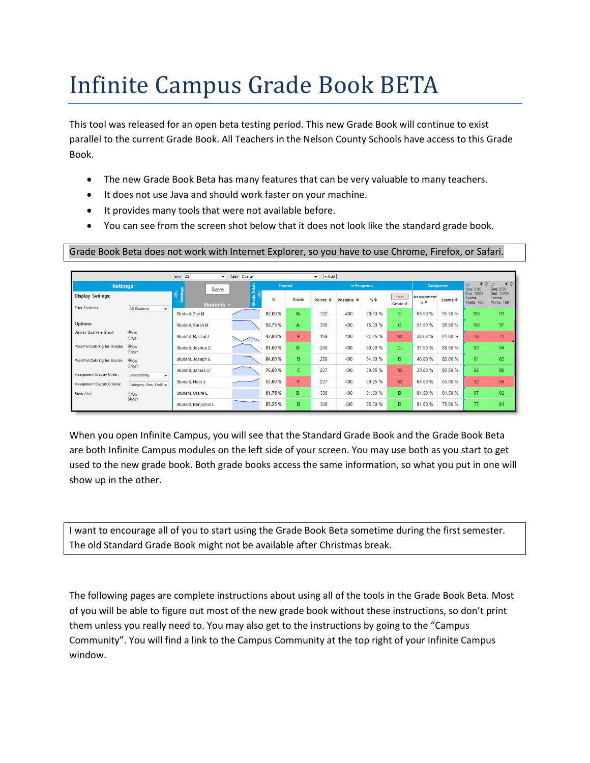# Infinite Campus Grade Book BETA

This tool was released for an open beta testing period. This new Grade Book will continue to exist parallel to the current Grade Book. All Teachers in the Nelson County Schools have access to this Grade Book.

- The new Grade Book Beta has many features that can be very valuable to many teachers.
- It does not use Java and should work faster on your machine.
- It provides many tools that were not available before.
- You can see from the screen shot below that it does not look like the standard grade book.

Grade Book Beta does not work with Internet Explorer, so you have to use Chrome, Firefox, or Safari.

| Students | Posted | | In Progress | | | | Categories | | E2 | E1 |
|---|---|---|---|---|---|---|---|---|---|---|
| | % | Grade | Points | Possible | % | Grade | Assignments | Exams | Seq: 3.00 Due: 10/08 Exams Points: 100 | Seq: 2.00 Due: 10/08 Exams Points: 100 |
| Student, Zoe M | 82.00 % | B- | 322 | 400 | 80.50 % | B- | 65.50 % | 95.50 % | 100 | 91 |
| Student, Sarah M | 92.75 % | A- | 300 | 400 | 75.00 % | C | 51.50 % | 98.50 % | 100 | 97 |
| Student, Rachel J | 42.00 % | F | 109 | 400 | 27.25 % | NC | 30.50 % | 24.00 % | 48 | 72 |
| Student, Joshua D | 81.00 % | B- | 240 | 400 | 60.00 % | D- | 31.50 % | 88.50 % | 83 | 94 |
| Student, Joseph E | 84.00 % | B | 256 | 400 | 64.00 % | D | 46.00 % | 82.00 % | 81 | 83 |
| Student, James D | 76.00 % | C | 237 | 400 | 59.25 % | NC | 33.00 % | 85.50 % | 82 | 89 |
| Student, Holly J | 53.00 % | F | 237 | 400 | 59.25 % | NC | 64.50 % | 64.00 % | 52 | 56 |
| Student, Claire E | 81.75 % | B- | 338 | 400 | 84.50 % | B | 84.50 % | 84.50 % | 87 | 82 |
| Student, Benjamin L | 85.25 % | B | 340 | 400 | 85.00 % | B | 91.00 % | 79.00 % | 77 | 81 |

When you open Infinite Campus, you will see that the Standard Grade Book and the Grade Book Beta are both Infinite Campus modules on the left side of your screen. You may use both as you start to get used to the new grade book. Both grade books access the same information, so what you put in one will show up in the other.

I want to encourage all of you to start using the Grade Book Beta sometime during the first semester. The old Standard Grade Book might not be available after Christmas break.

The following pages are complete instructions about using all of the tools in the Grade Book Beta. Most of you will be able to figure out most of the new grade book without these instructions, so don't print them unless you really need to. You may also get to the instructions by going to the "Campus Community". You will find a link to the Campus Community at the top right of your Infinite Campus window.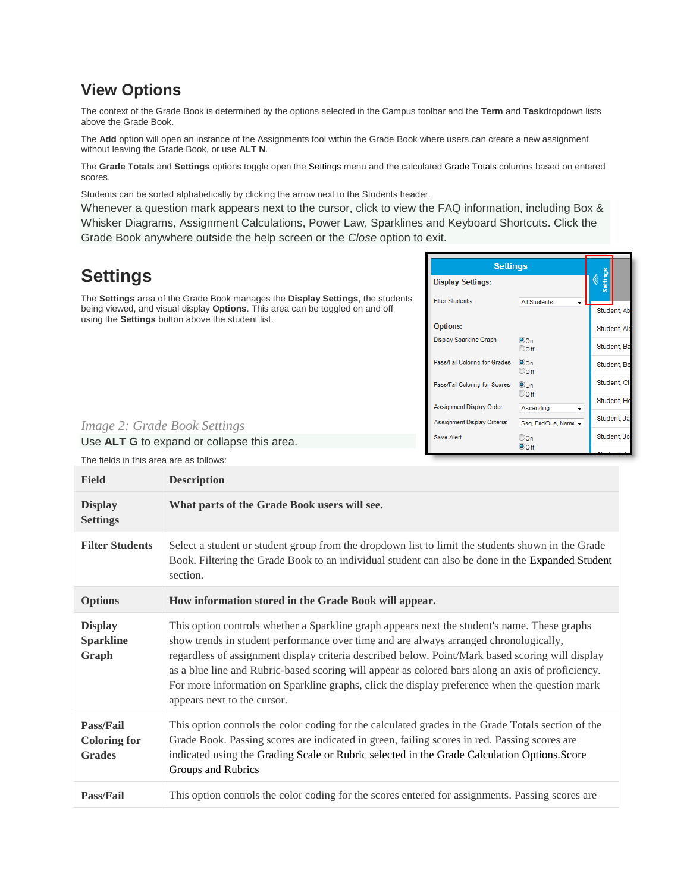## View Options

The context of the Grade Book is determined by the options selected in the Campus toolbar and the **Term** and **Task**dropdown lists above the Grade Book.

The **Add** option will open an instance of the Assignments tool within the Grade Book where users can create a new assignment without leaving the Grade Book, or use **ALT N**.

The **Grade Totals** and **Settings** options toggle open the Settings menu and the calculated Grade Totals columns based on entered scores.

Students can be sorted alphabetically by clicking the arrow next to the Students header.

Whenever a question mark appears next to the cursor, click to view the FAQ information, including Box & Whisker Diagrams, Assignment Calculations, Power Law, Sparklines and Keyboard Shortcuts. Click the Grade Book anywhere outside the help screen or the *Close* option to exit.

## Settings

The **Settings** area of the Grade Book manages the **Display Settings**, the students being viewed, and visual display **Options**. This area can be toggled on and off using the **Settings** button above the student list.

*Image 2: Grade Book Settings*

Use **ALT G** to expand or collapse this area.

The fields in this area are as follows:

| Field | Description |
|---|---|
| **Display Settings** | **What parts of the Grade Book users will see.** |
| **Filter Students** | Select a student or student group from the dropdown list to limit the students shown in the Grade Book. Filtering the Grade Book to an individual student can also be done in the Expanded Student section. |
| **Options** | **How information stored in the Grade Book will appear.** |
| **Display Sparkline Graph** | This option controls whether a Sparkline graph appears next the student's name. These graphs show trends in student performance over time and are always arranged chronologically, regardless of assignment display criteria described below. Point/Mark based scoring will display as a blue line and Rubric-based scoring will appear as colored bars along an axis of proficiency. For more information on Sparkline graphs, click the display preference when the question mark appears next to the cursor. |
| **Pass/Fail Coloring for Grades** | This option controls the color coding for the calculated grades in the Grade Totals section of the Grade Book. Passing scores are indicated in green, failing scores in red. Passing scores are indicated using the Grading Scale or Rubric selected in the Grade Calculation Options.Score Groups and Rubrics |
| **Pass/Fail** | This option controls the color coding for the scores entered for assignments. Passing scores are |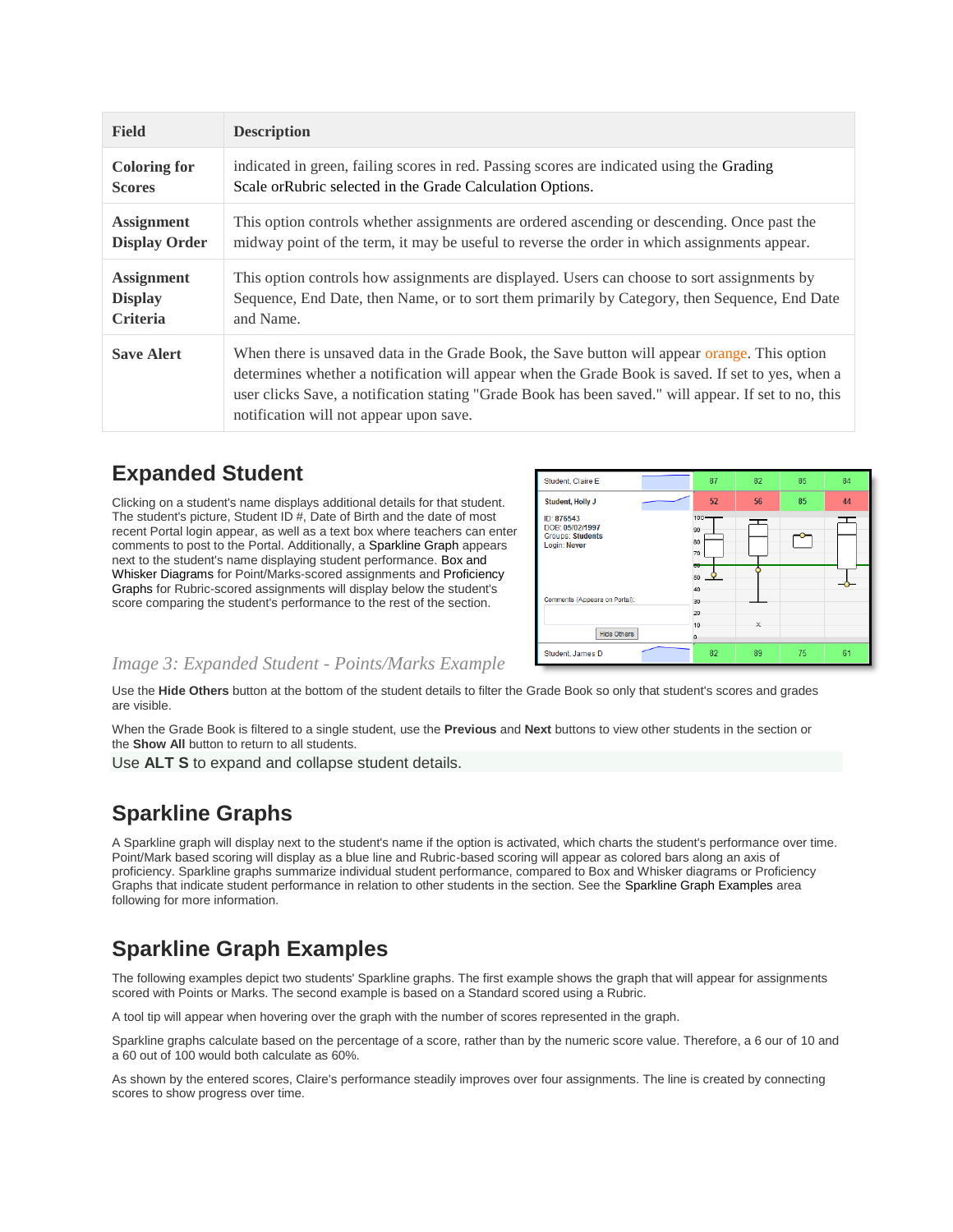| Field | Description |
|---|---|
| Coloring for Scores | indicated in green, failing scores in red. Passing scores are indicated using the Grading Scale orRubric selected in the Grade Calculation Options. |
| Assignment Display Order | This option controls whether assignments are ordered ascending or descending. Once past the midway point of the term, it may be useful to reverse the order in which assignments appear. |
| Assignment Display Criteria | This option controls how assignments are displayed. Users can choose to sort assignments by Sequence, End Date, then Name, or to sort them primarily by Category, then Sequence, End Date and Name. |
| Save Alert | When there is unsaved data in the Grade Book, the Save button will appear orange. This option determines whether a notification will appear when the Grade Book is saved. If set to yes, when a user clicks Save, a notification stating "Grade Book has been saved." will appear. If set to no, this notification will not appear upon save. |

## Expanded Student

Clicking on a student's name displays additional details for that student. The student's picture, Student ID #, Date of Birth and the date of most recent Portal login appear, as well as a text box where teachers can enter comments to post to the Portal. Additionally, a Sparkline Graph appears next to the student's name displaying student performance. Box and Whisker Diagrams for Point/Marks-scored assignments and Proficiency Graphs for Rubric-scored assignments will display below the student's score comparing the student's performance to the rest of the section.

*Image 3: Expanded Student - Points/Marks Example*

Use the **Hide Others** button at the bottom of the student details to filter the Grade Book so only that student's scores and grades are visible.

When the Grade Book is filtered to a single student, use the **Previous** and **Next** buttons to view other students in the section or the **Show All** button to return to all students.

Use **ALT S** to expand and collapse student details.

## Sparkline Graphs

A Sparkline graph will display next to the student's name if the option is activated, which charts the student's performance over time. Point/Mark based scoring will display as a blue line and Rubric-based scoring will appear as colored bars along an axis of proficiency. Sparkline graphs summarize individual student performance, compared to Box and Whisker diagrams or Proficiency Graphs that indicate student performance in relation to other students in the section. See the Sparkline Graph Examples area following for more information.

## Sparkline Graph Examples

The following examples depict two students' Sparkline graphs. The first example shows the graph that will appear for assignments scored with Points or Marks. The second example is based on a Standard scored using a Rubric.

A tool tip will appear when hovering over the graph with the number of scores represented in the graph.

Sparkline graphs calculate based on the percentage of a score, rather than by the numeric score value. Therefore, a 6 our of 10 and a 60 out of 100 would both calculate as 60%.

As shown by the entered scores, Claire's performance steadily improves over four assignments. The line is created by connecting scores to show progress over time.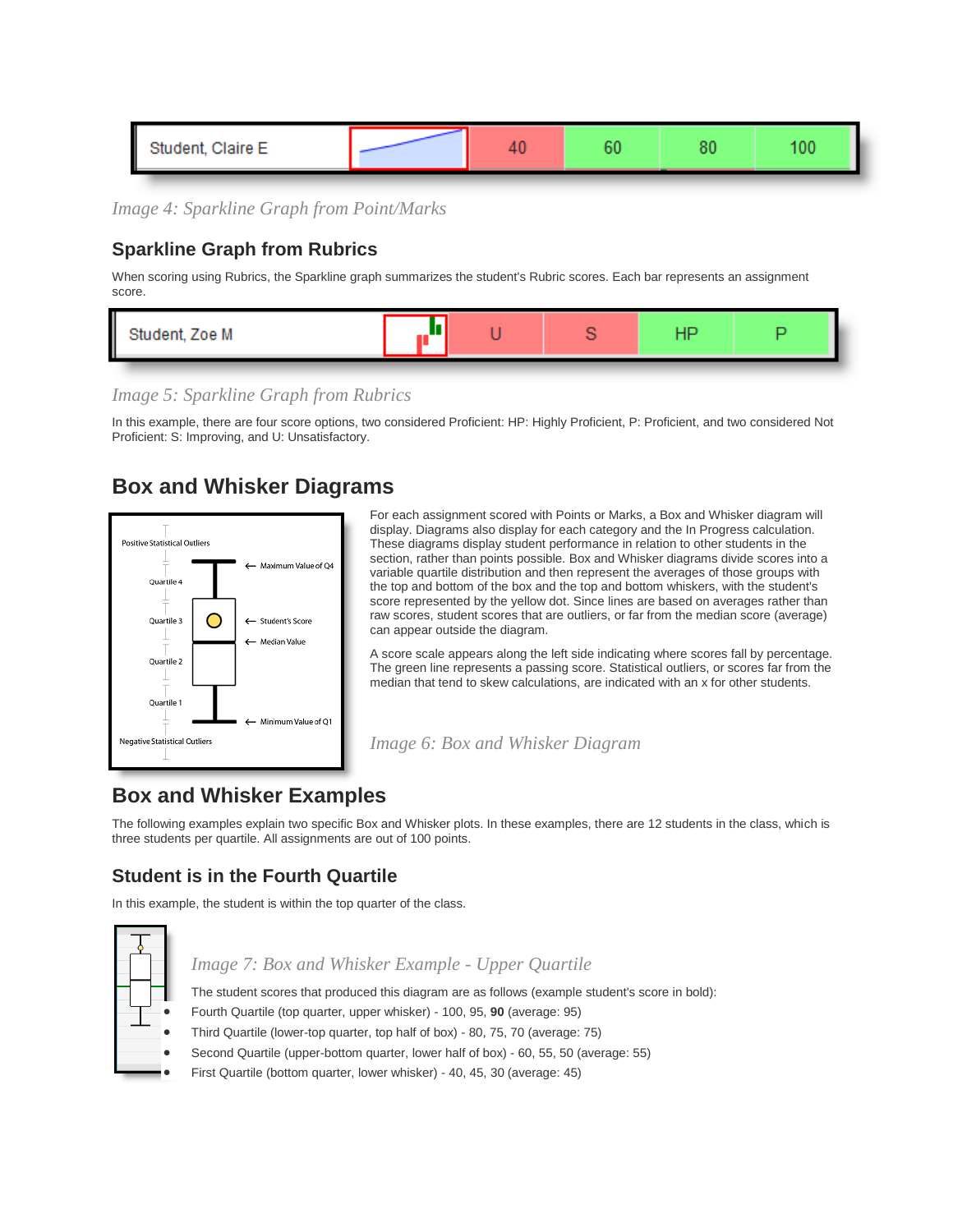*Image 4: Sparkline Graph from Point/Marks*

### Sparkline Graph from Rubrics

When scoring using Rubrics, the Sparkline graph summarizes the student's Rubric scores. Each bar represents an assignment score.

*Image 5: Sparkline Graph from Rubrics*

In this example, there are four score options, two considered Proficient: HP: Highly Proficient, P: Proficient, and two considered Not Proficient: S: Improving, and U: Unsatisfactory.

## Box and Whisker Diagrams

For each assignment scored with Points or Marks, a Box and Whisker diagram will display. Diagrams also display for each category and the In Progress calculation. These diagrams display student performance in relation to other students in the section, rather than points possible. Box and Whisker diagrams divide scores into a variable quartile distribution and then represent the averages of those groups with the top and bottom of the box and the top and bottom whiskers, with the student's score represented by the yellow dot. Since lines are based on averages rather than raw scores, student scores that are outliers, or far from the median score (average) can appear outside the diagram.

A score scale appears along the left side indicating where scores fall by percentage. The green line represents a passing score. Statistical outliers, or scores far from the median that tend to skew calculations, are indicated with an x for other students.

*Image 6: Box and Whisker Diagram*

## Box and Whisker Examples

The following examples explain two specific Box and Whisker plots. In these examples, there are 12 students in the class, which is three students per quartile. All assignments are out of 100 points.

### Student is in the Fourth Quartile

In this example, the student is within the top quarter of the class.

*Image 7: Box and Whisker Example - Upper Quartile*

The student scores that produced this diagram are as follows (example student's score in bold):

- Fourth Quartile (top quarter, upper whisker) - 100, 95, **90** (average: 95)
- Third Quartile (lower-top quarter, top half of box) - 80, 75, 70 (average: 75)
- Second Quartile (upper-bottom quarter, lower half of box) - 60, 55, 50 (average: 55)
- First Quartile (bottom quarter, lower whisker) - 40, 45, 30 (average: 45)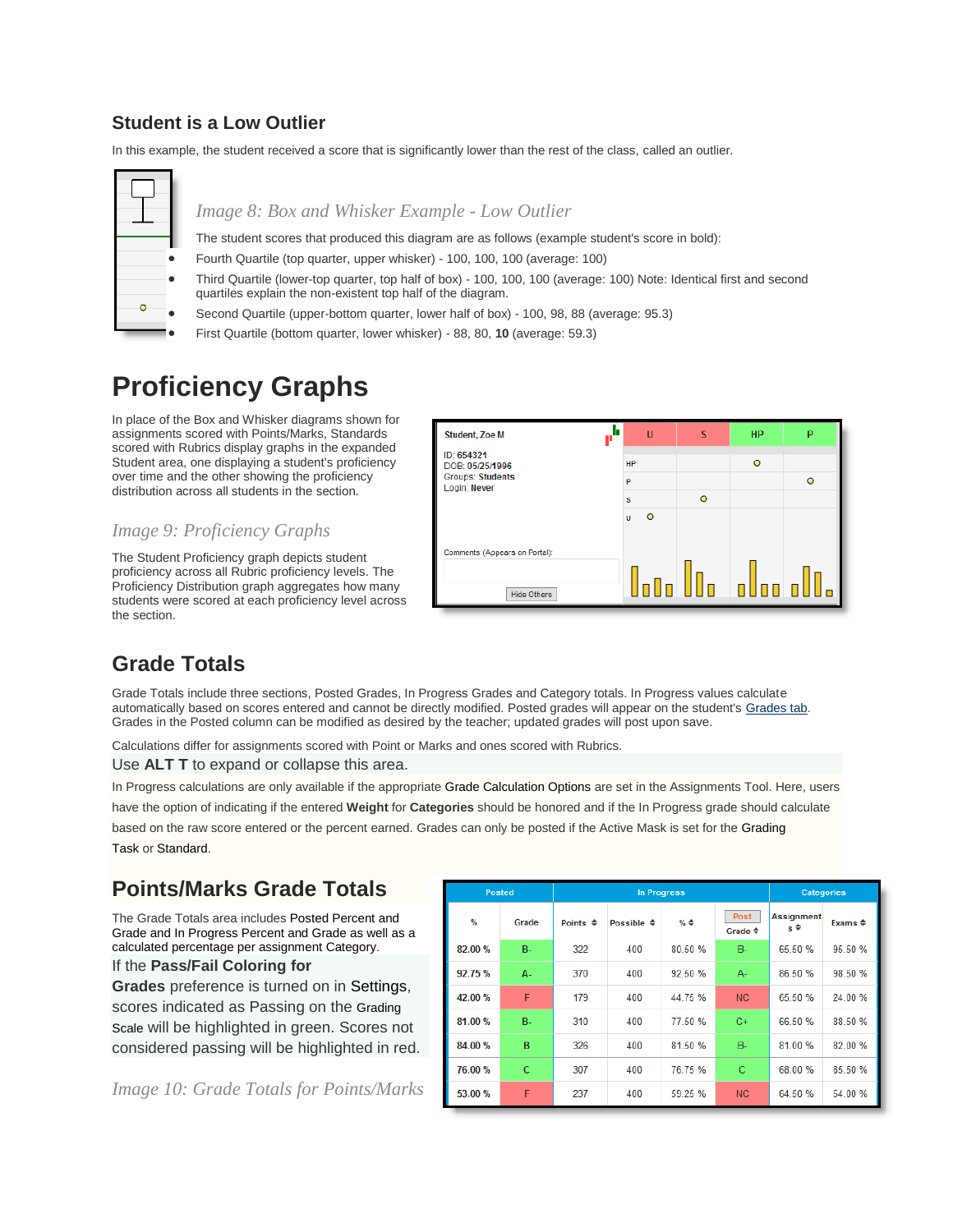## Student is a Low Outlier

In this example, the student received a score that is significantly lower than the rest of the class, called an outlier.

*Image 8: Box and Whisker Example - Low Outlier*

The student scores that produced this diagram are as follows (example student's score in bold):

- Fourth Quartile (top quarter, upper whisker) - 100, 100, 100 (average: 100)
- Third Quartile (lower-top quarter, top half of box) - 100, 100, 100 (average: 100) Note: Identical first and second quartiles explain the non-existent top half of the diagram.
- Second Quartile (upper-bottom quarter, lower half of box) - 100, 98, 88 (average: 95.3)
- First Quartile (bottom quarter, lower whisker) - 88, 80, **10** (average: 59.3)

# Proficiency Graphs

In place of the Box and Whisker diagrams shown for assignments scored with Points/Marks, Standards scored with Rubrics display graphs in the expanded Student area, one displaying a student's proficiency over time and the other showing the proficiency distribution across all students in the section.

*Image 9: Proficiency Graphs*

The Student Proficiency graph depicts student proficiency across all Rubric proficiency levels. The Proficiency Distribution graph aggregates how many students were scored at each proficiency level across the section.

## Grade Totals

Grade Totals include three sections, Posted Grades, In Progress Grades and Category totals. In Progress values calculate automatically based on scores entered and cannot be directly modified. Posted grades will appear on the student's Grades tab. Grades in the Posted column can be modified as desired by the teacher; updated grades will post upon save.

Calculations differ for assignments scored with Point or Marks and ones scored with Rubrics.

Use **ALT T** to expand or collapse this area.

In Progress calculations are only available if the appropriate Grade Calculation Options are set in the Assignments Tool. Here, users have the option of indicating if the entered **Weight** for **Categories** should be honored and if the In Progress grade should calculate based on the raw score entered or the percent earned. Grades can only be posted if the Active Mask is set for the Grading Task or Standard.

## Points/Marks Grade Totals

The Grade Totals area includes Posted Percent and Grade and In Progress Percent and Grade as well as a calculated percentage per assignment Category.

If the **Pass/Fail Coloring for Grades** preference is turned on in Settings, scores indicated as Passing on the Grading Scale will be highlighted in green. Scores not considered passing will be highlighted in red.

| Posted | | In Progress | | | | Categories | |
|---|---|---|---|---|---|---|---|
| % | Grade | Points | Possible | % | Post Grade | Assignments | Exams |
| 82.00 % | B- | 322 | 400 | 80.50 % | B- | 65.50 % | 95.50 % |
| 92.75 % | A- | 370 | 400 | 92.50 % | A- | 86.50 % | 98.50 % |
| 42.00 % | F | 179 | 400 | 44.75 % | NC | 65.50 % | 24.00 % |
| 81.00 % | B- | 310 | 400 | 77.50 % | C+ | 66.50 % | 88.50 % |
| 84.00 % | B | 326 | 400 | 81.50 % | B- | 81.00 % | 82.00 % |
| 76.00 % | C | 307 | 400 | 76.75 % | C | 68.00 % | 85.50 % |
| 53.00 % | F | 237 | 400 | 59.25 % | NC | 64.50 % | 54.00 % |

*Image 10: Grade Totals for Points/Marks*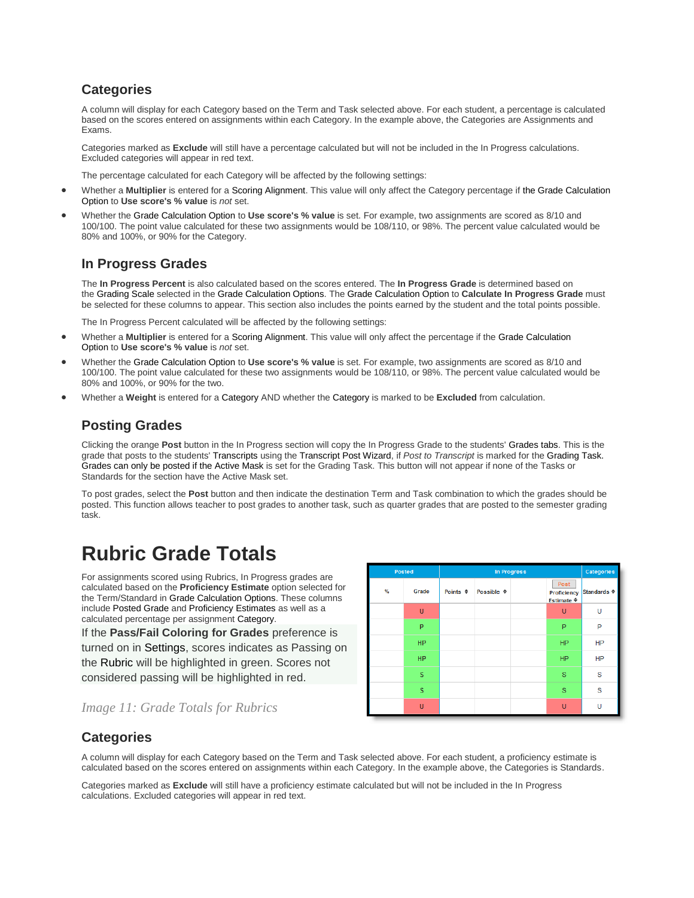## Categories

A column will display for each Category based on the Term and Task selected above. For each student, a percentage is calculated based on the scores entered on assignments within each Category. In the example above, the Categories are Assignments and Exams.

Categories marked as **Exclude** will still have a percentage calculated but will not be included in the In Progress calculations. Excluded categories will appear in red text.

The percentage calculated for each Category will be affected by the following settings:

- Whether a **Multiplier** is entered for a Scoring Alignment. This value will only affect the Category percentage if the Grade Calculation Option to **Use score's % value** is *not* set.
- Whether the Grade Calculation Option to **Use score's % value** is set. For example, two assignments are scored as 8/10 and 100/100. The point value calculated for these two assignments would be 108/110, or 98%. The percent value calculated would be 80% and 100%, or 90% for the Category.

## In Progress Grades

The **In Progress Percent** is also calculated based on the scores entered. The **In Progress Grade** is determined based on the Grading Scale selected in the Grade Calculation Options. The Grade Calculation Option to **Calculate In Progress Grade** must be selected for these columns to appear. This section also includes the points earned by the student and the total points possible.

The In Progress Percent calculated will be affected by the following settings:

- Whether a **Multiplier** is entered for a Scoring Alignment. This value will only affect the percentage if the Grade Calculation Option to **Use score's % value** is *not* set.
- Whether the Grade Calculation Option to **Use score's % value** is set. For example, two assignments are scored as 8/10 and 100/100. The point value calculated for these two assignments would be 108/110, or 98%. The percent value calculated would be 80% and 100%, or 90% for the two.
- Whether a **Weight** is entered for a Category AND whether the Category is marked to be **Excluded** from calculation.

## Posting Grades

Clicking the orange **Post** button in the In Progress section will copy the In Progress Grade to the students' Grades tabs. This is the grade that posts to the students' Transcripts using the Transcript Post Wizard, if *Post to Transcript* is marked for the Grading Task. Grades can only be posted if the Active Mask is set for the Grading Task. This button will not appear if none of the Tasks or Standards for the section have the Active Mask set.

To post grades, select the **Post** button and then indicate the destination Term and Task combination to which the grades should be posted. This function allows teacher to post grades to another task, such as quarter grades that are posted to the semester grading task.

# Rubric Grade Totals

For assignments scored using Rubrics, In Progress grades are calculated based on the **Proficiency Estimate** option selected for the Term/Standard in Grade Calculation Options. These columns include Posted Grade and Proficiency Estimates as well as a calculated percentage per assignment Category.

If the **Pass/Fail Coloring for Grades** preference is turned on in Settings, scores indicates as Passing on the Rubric will be highlighted in green. Scores not considered passing will be highlighted in red.

| Posted | | In Progress | | | | Categories |
|---|---|---|---|---|---|---|
| % | Grade | Points | Possible | | Post Proficiency Estimate | Standards |
| | U | | | | U | U |
| | P | | | | P | P |
| | HP | | | | HP | HP |
| | HP | | | | HP | HP |
| | S | | | | S | S |
| | S | | | | S | S |
| | U | | | | U | U |

*Image 11: Grade Totals for Rubrics*

## Categories

A column will display for each Category based on the Term and Task selected above. For each student, a proficiency estimate is calculated based on the scores entered on assignments within each Category. In the example above, the Categories is Standards.

Categories marked as **Exclude** will still have a proficiency estimate calculated but will not be included in the In Progress calculations. Excluded categories will appear in red text.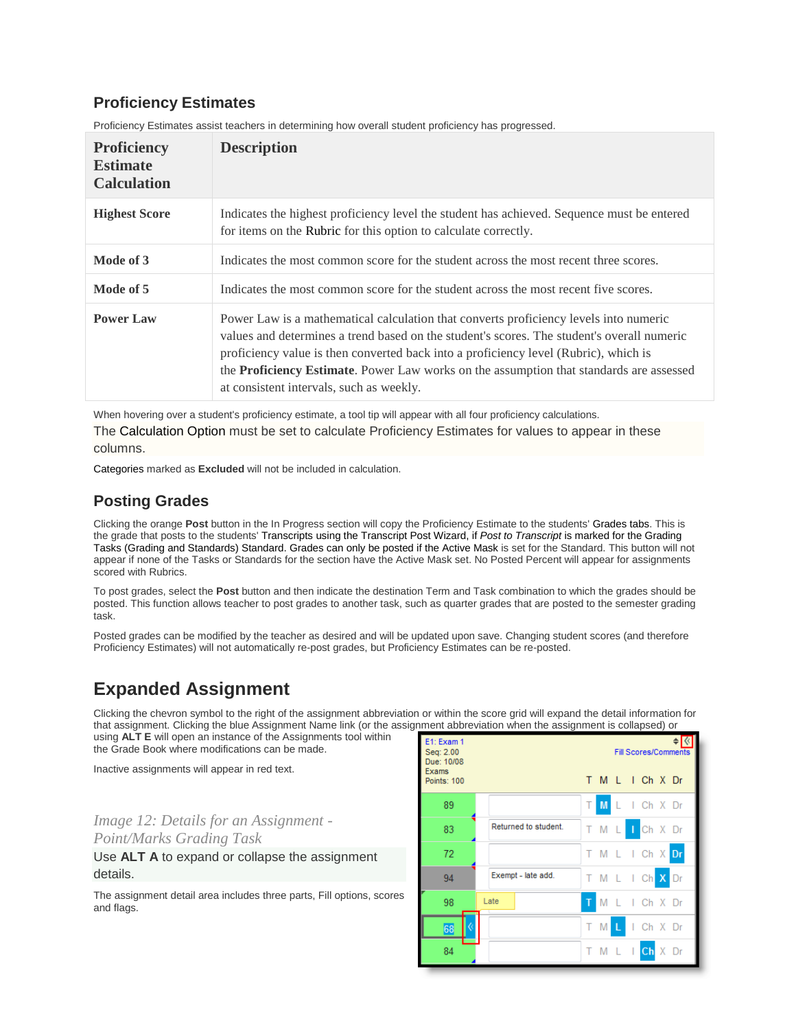## Proficiency Estimates

Proficiency Estimates assist teachers in determining how overall student proficiency has progressed.

| Proficiency Estimate Calculation | Description |
|---|---|
| **Highest Score** | Indicates the highest proficiency level the student has achieved. Sequence must be entered for items on the Rubric for this option to calculate correctly. |
| **Mode of 3** | Indicates the most common score for the student across the most recent three scores. |
| **Mode of 5** | Indicates the most common score for the student across the most recent five scores. |
| **Power Law** | Power Law is a mathematical calculation that converts proficiency levels into numeric values and determines a trend based on the student's scores. The student's overall numeric proficiency value is then converted back into a proficiency level (Rubric), which is the **Proficiency Estimate**. Power Law works on the assumption that standards are assessed at consistent intervals, such as weekly. |

When hovering over a student's proficiency estimate, a tool tip will appear with all four proficiency calculations.

The Calculation Option must be set to calculate Proficiency Estimates for values to appear in these columns.

Categories marked as **Excluded** will not be included in calculation.

## Posting Grades

Clicking the orange **Post** button in the In Progress section will copy the Proficiency Estimate to the students' Grades tabs. This is the grade that posts to the students' Transcripts using the Transcript Post Wizard, if *Post to Transcript* is marked for the Grading Tasks (Grading and Standards) Standard. Grades can only be posted if the Active Mask is set for the Standard. This button will not appear if none of the Tasks or Standards for the section have the Active Mask set. No Posted Percent will appear for assignments scored with Rubrics.

To post grades, select the **Post** button and then indicate the destination Term and Task combination to which the grades should be posted. This function allows teacher to post grades to another task, such as quarter grades that are posted to the semester grading task.

Posted grades can be modified by the teacher as desired and will be updated upon save. Changing student scores (and therefore Proficiency Estimates) will not automatically re-post grades, but Proficiency Estimates can be re-posted.

# Expanded Assignment

Clicking the chevron symbol to the right of the assignment abbreviation or within the score grid will expand the detail information for that assignment. Clicking the blue Assignment Name link (or the assignment abbreviation when the assignment is collapsed) or using **ALT E** will open an instance of the Assignments tool within the Grade Book where modifications can be made.

Inactive assignments will appear in red text.

*Image 12: Details for an Assignment - Point/Marks Grading Task*

Use **ALT A** to expand or collapse the assignment details.

The assignment detail area includes three parts, Fill options, scores and flags.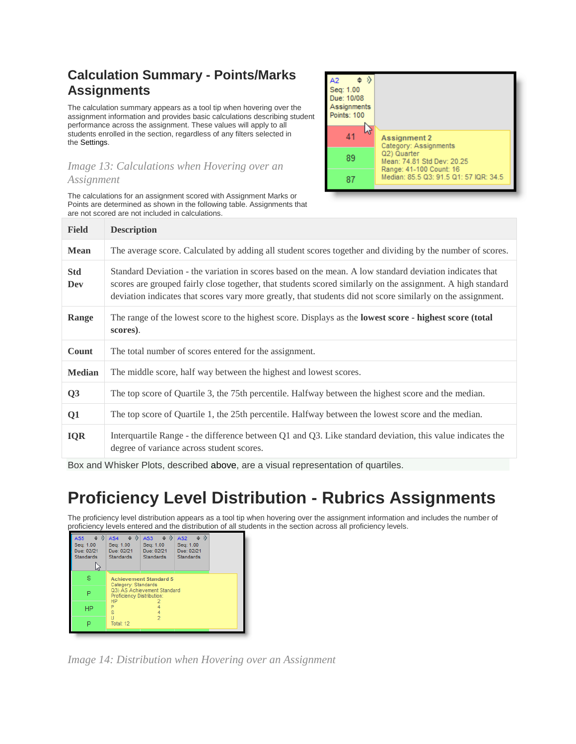## Calculation Summary - Points/Marks Assignments

The calculation summary appears as a tool tip when hovering over the assignment information and provides basic calculations describing student performance across the assignment. These values will apply to all students enrolled in the section, regardless of any filters selected in the Settings.

*Image 13: Calculations when Hovering over an Assignment*

The calculations for an assignment scored with Assignment Marks or Points are determined as shown in the following table. Assignments that are not scored are not included in calculations.

| Field | Description |
|---|---|
| **Mean** | The average score. Calculated by adding all student scores together and dividing by the number of scores. |
| **Std Dev** | Standard Deviation - the variation in scores based on the mean. A low standard deviation indicates that scores are grouped fairly close together, that students scored similarly on the assignment. A high standard deviation indicates that scores vary more greatly, that students did not score similarly on the assignment. |
| **Range** | The range of the lowest score to the highest score. Displays as the **lowest score - highest score (total scores)**. |
| **Count** | The total number of scores entered for the assignment. |
| **Median** | The middle score, half way between the highest and lowest scores. |
| **Q3** | The top score of Quartile 3, the 75th percentile. Halfway between the highest score and the median. |
| **Q1** | The top score of Quartile 1, the 25th percentile. Halfway between the lowest score and the median. |
| **IQR** | Interquartile Range - the difference between Q1 and Q3. Like standard deviation, this value indicates the degree of variance across student scores. |

Box and Whisker Plots, described above, are a visual representation of quartiles.

# Proficiency Level Distribution - Rubrics Assignments

The proficiency level distribution appears as a tool tip when hovering over the assignment information and includes the number of proficiency levels entered and the distribution of all students in the section across all proficiency levels.

*Image 14: Distribution when Hovering over an Assignment*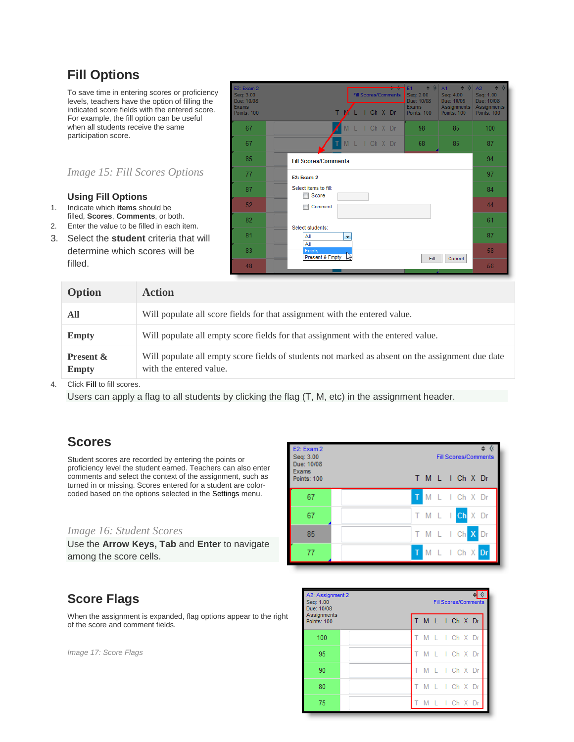## Fill Options

To save time in entering scores or proficiency levels, teachers have the option of filling the indicated score fields with the entered score. For example, the fill option can be useful when all students receive the same participation score.

*Image 15: Fill Scores Options*

### Using Fill Options

1. Indicate which **items** should be filled, **Scores**, **Comments**, or both.
2. Enter the value to be filled in each item.
3. Select the **student** criteria that will determine which scores will be filled.

| Option | Action |
|---|---|
| **All** | Will populate all score fields for that assignment with the entered value. |
| **Empty** | Will populate all empty score fields for that assignment with the entered value. |
| **Present & Empty** | Will populate all empty score fields of students not marked as absent on the assignment due date with the entered value. |

4. Click **Fill** to fill scores.

Users can apply a flag to all students by clicking the flag (T, M, etc) in the assignment header.

## Scores

Student scores are recorded by entering the points or proficiency level the student earned. Teachers can also enter comments and select the context of the assignment, such as turned in or missing. Scores entered for a student are color-coded based on the options selected in the Settings menu.

*Image 16: Student Scores*

Use the **Arrow Keys, Tab** and **Enter** to navigate among the score cells.

## Score Flags

When the assignment is expanded, flag options appear to the right of the score and comment fields.

*Image 17: Score Flags*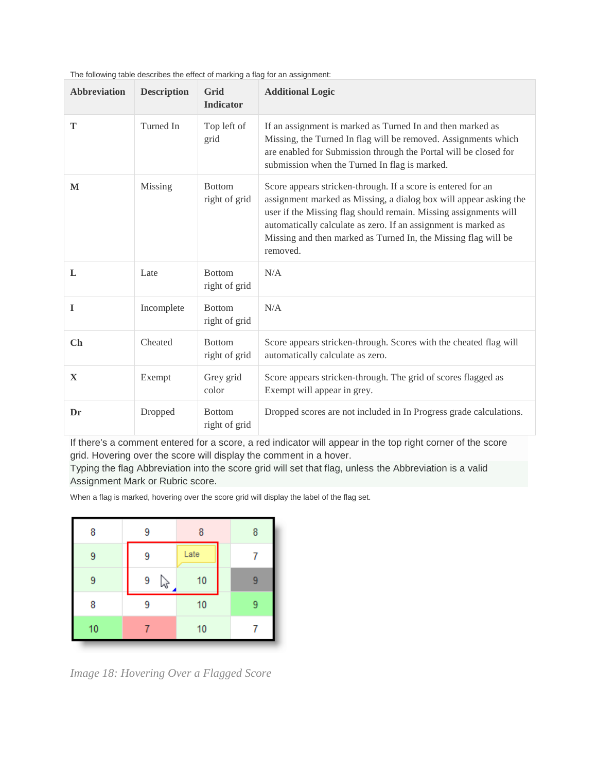The following table describes the effect of marking a flag for an assignment:

| Abbreviation | Description | Grid Indicator | Additional Logic |
| --- | --- | --- | --- |
| **T** | Turned In | Top left of grid | If an assignment is marked as Turned In and then marked as Missing, the Turned In flag will be removed. Assignments which are enabled for Submission through the Portal will be closed for submission when the Turned In flag is marked. |
| **M** | Missing | Bottom right of grid | Score appears stricken-through. If a score is entered for an assignment marked as Missing, a dialog box will appear asking the user if the Missing flag should remain. Missing assignments will automatically calculate as zero. If an assignment is marked as Missing and then marked as Turned In, the Missing flag will be removed. |
| **L** | Late | Bottom right of grid | N/A |
| **I** | Incomplete | Bottom right of grid | N/A |
| **Ch** | Cheated | Bottom right of grid | Score appears stricken-through. Scores with the cheated flag will automatically calculate as zero. |
| **X** | Exempt | Grey grid color | Score appears stricken-through. The grid of scores flagged as Exempt will appear in grey. |
| **Dr** | Dropped | Bottom right of grid | Dropped scores are not included in In Progress grade calculations. |

If there's a comment entered for a score, a red indicator will appear in the top right corner of the score grid. Hovering over the score will display the comment in a hover.

Typing the flag Abbreviation into the score grid will set that flag, unless the Abbreviation is a valid Assignment Mark or Rubric score.

When a flag is marked, hovering over the score grid will display the label of the flag set.

| 8 | 9 | 8 | 8 |
| --- | --- | --- | --- |
| 9 | 9 | Late | 7 |
| 9 | 9 | 10 | 9 |
| 8 | 9 | 10 | 9 |
| 10 | 7 | 10 | 7 |

*Image 18: Hovering Over a Flagged Score*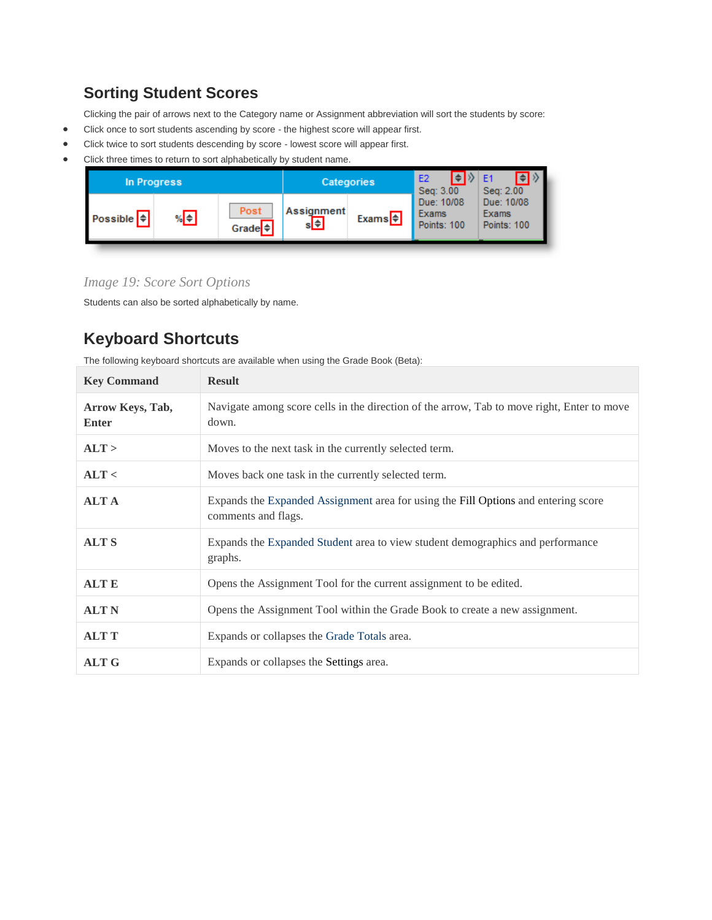## Sorting Student Scores

Clicking the pair of arrows next to the Category name or Assignment abbreviation will sort the students by score:

- Click once to sort students ascending by score - the highest score will appear first.
- Click twice to sort students descending by score - lowest score will appear first.
- Click three times to return to sort alphabetically by student name.

*Image 19: Score Sort Options*

Students can also be sorted alphabetically by name.

## Keyboard Shortcuts

The following keyboard shortcuts are available when using the Grade Book (Beta):

| Key Command | Result |
|---|---|
| **Arrow Keys, Tab, Enter** | Navigate among score cells in the direction of the arrow, Tab to move right, Enter to move down. |
| **ALT >** | Moves to the next task in the currently selected term. |
| **ALT <** | Moves back one task in the currently selected term. |
| **ALT A** | Expands the Expanded Assignment area for using the Fill Options and entering score comments and flags. |
| **ALT S** | Expands the Expanded Student area to view student demographics and performance graphs. |
| **ALT E** | Opens the Assignment Tool for the current assignment to be edited. |
| **ALT N** | Opens the Assignment Tool within the Grade Book to create a new assignment. |
| **ALT T** | Expands or collapses the Grade Totals area. |
| **ALT G** | Expands or collapses the Settings area. |